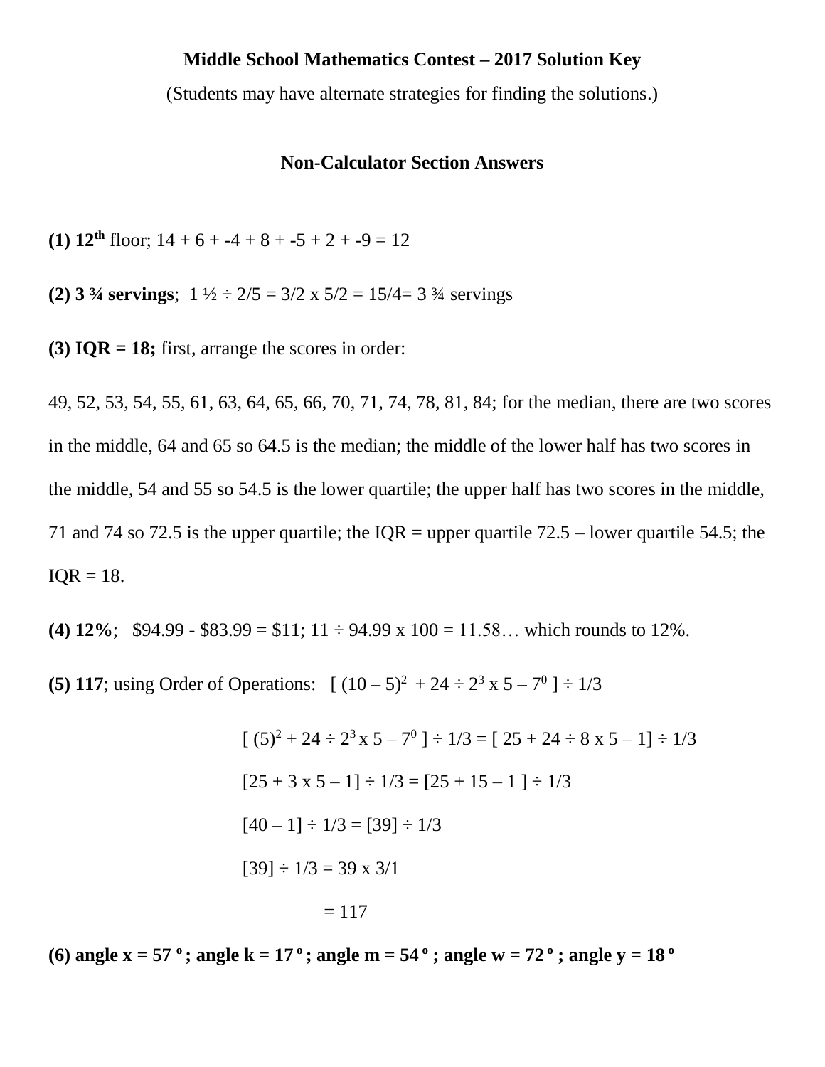**Middle School Mathematics Contest – 2017 Solution Key**

(Students may have alternate strategies for finding the solutions.)

**Non-Calculator Section Answers**

**(1) $12^{th}$** floor; $14 + 6 + -4 + 8 + -5 + 2 + -9 = 12$

**(2) 3 ¾ servings**; $1\frac{1}{2} \div 2/5 = 3/2 \times 5/2 = 15/4 = 3\frac{3}{4}$ servings

**(3) IQR = 18;** first, arrange the scores in order:

49, 52, 53, 54, 55, 61, 63, 64, 65, 66, 70, 71, 74, 78, 81, 84; for the median, there are two scores in the middle, 64 and 65 so 64.5 is the median; the middle of the lower half has two scores in the middle, 54 and 55 so 54.5 is the lower quartile; the upper half has two scores in the middle, 71 and 74 so 72.5 is the upper quartile; the IQR = upper quartile 72.5 – lower quartile 54.5; the IQR = 18.

**(4) 12%**; \$94.99 - \$83.99 = \$11; $11 \div 94.99 \times 100 = 11.58\ldots$ which rounds to 12%.

**(5) 117**; using Order of Operations: $[ (10 - 5)^2 + 24 \div 2^3 \times 5 - 7^0 ] \div 1/3$

$$[ (5)^2 + 24 \div 2^3 \times 5 - 7^0 ] \div 1/3 = [ 25 + 24 \div 8 \times 5 - 1] \div 1/3$$

$$[25 + 3 \times 5 - 1] \div 1/3 = [25 + 15 - 1 ] \div 1/3$$

$$[40 - 1] \div 1/3 = [39] \div 1/3$$

$$[39] \div 1/3 = 39 \times 3/1$$

$$= 117$$

**(6) angle x = 57 º; angle k = 17 º; angle m = 54 º ; angle w = 72 º ; angle y = 18 º**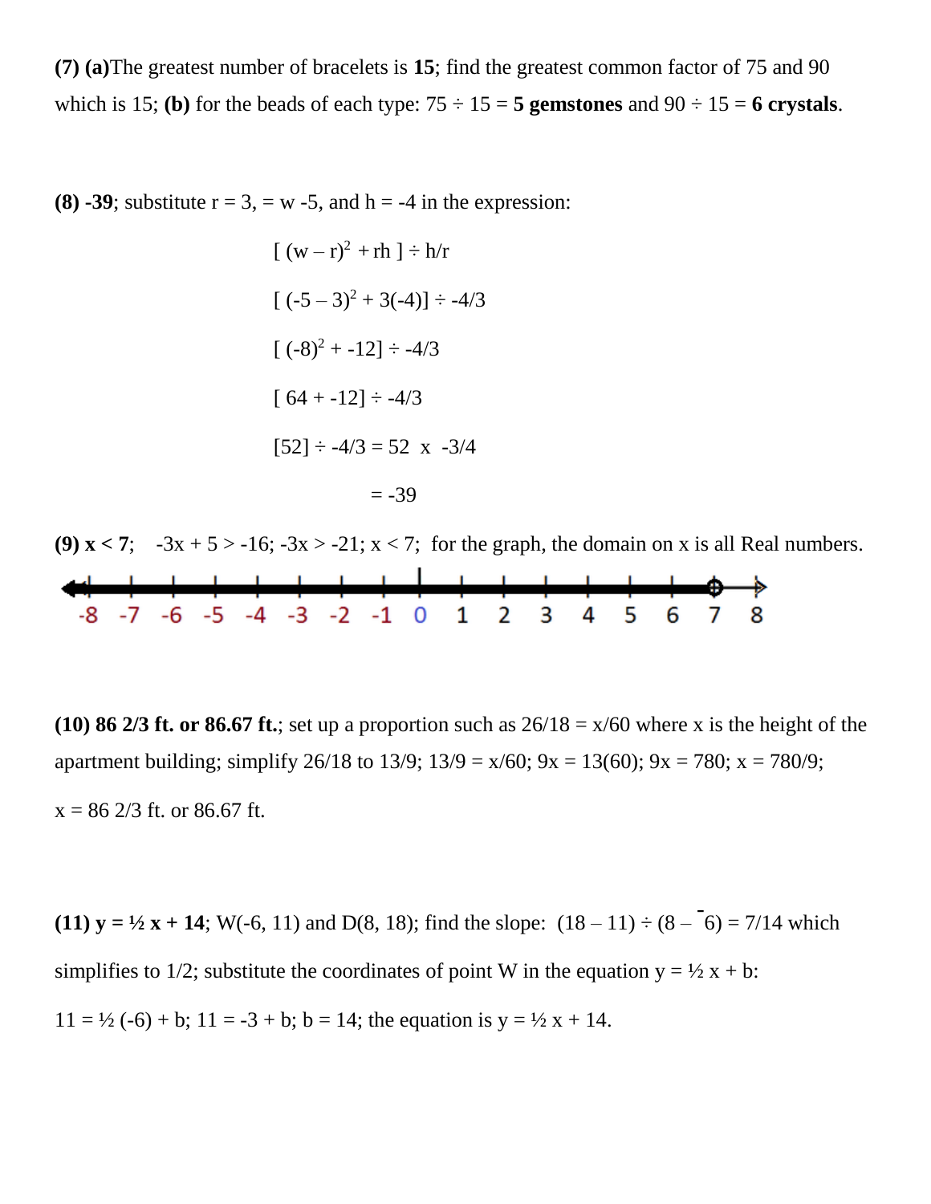**(7) (a)** The greatest number of bracelets is **15**; find the greatest common factor of 75 and 90 which is 15; **(b)** for the beads of each type: 75 ÷ 15 = **5 gemstones** and 90 ÷ 15 = **6 crystals**.

**(8) -39**; substitute r = 3, = w -5, and h = -4 in the expression:

$$[\,(w - r)^2 + rh\,] \div h/r$$

$$[\,(-5 - 3)^2 + 3(-4)] \div -4/3$$

$$[\,(-8)^2 + -12] \div -4/3$$

$$[\,64 + -12] \div -4/3$$

$$[52] \div -4/3 = 52 \times -3/4$$

$$= -39$$

**(9) x < 7**; -3x + 5 > -16; -3x > -21; x < 7; for the graph, the domain on x is all Real numbers.

-8 -7 -6 -5 -4 -3 -2 -1 0 1 2 3 4 5 6 7 8

**(10) 86 2/3 ft. or 86.67 ft.**; set up a proportion such as 26/18 = x/60 where x is the height of the apartment building; simplify 26/18 to 13/9; 13/9 = x/60; 9x = 13(60); 9x = 780; x = 780/9; x = 86 2/3 ft. or 86.67 ft.

**(11) y = ½ x + 14**; W(-6, 11) and D(8, 18); find the slope: (18 – 11) ÷ (8 – ⁻6) = 7/14 which simplifies to 1/2; substitute the coordinates of point W in the equation y = ½ x + b: 11 = ½ (-6) + b; 11 = -3 + b; b = 14; the equation is y = ½ x + 14.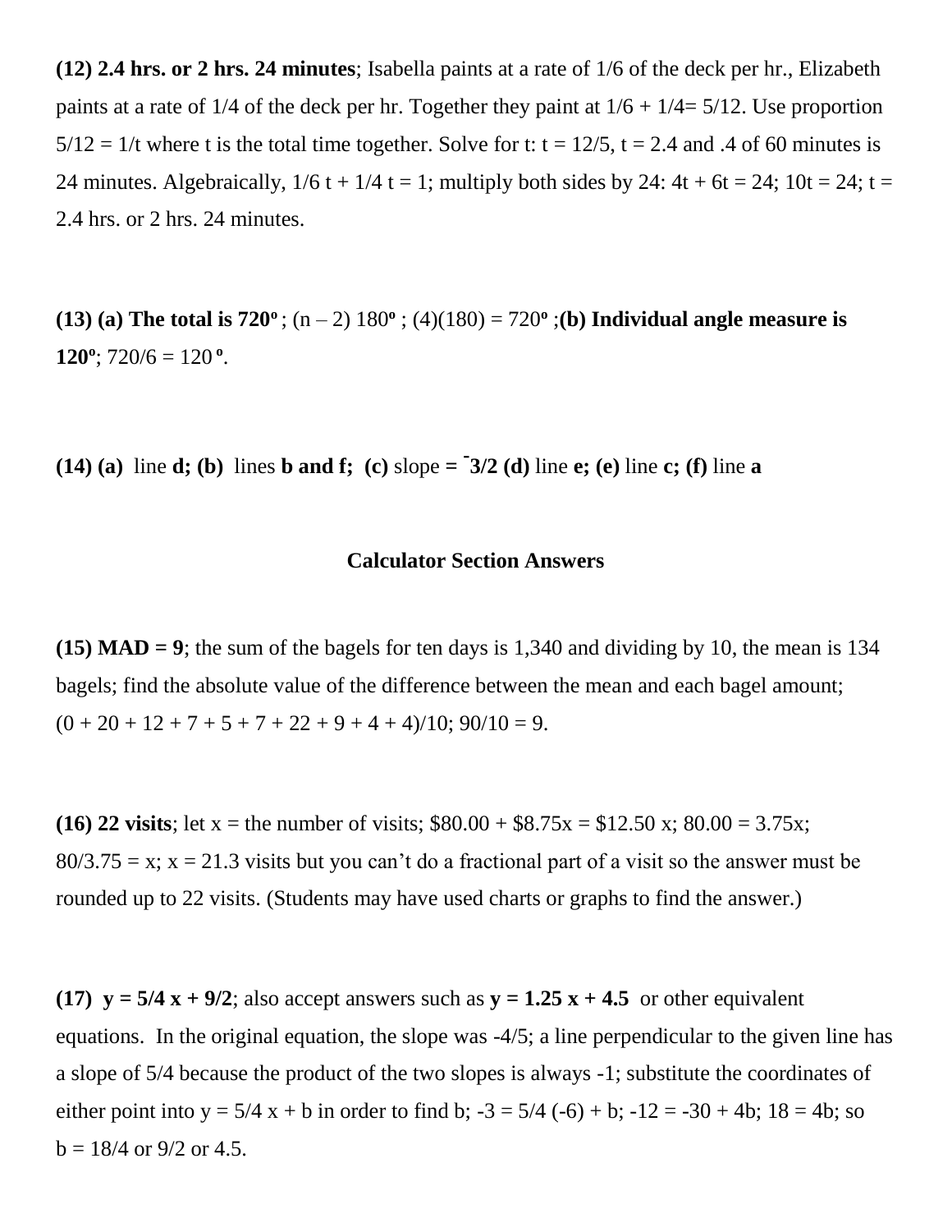**(12) 2.4 hrs. or 2 hrs. 24 minutes**; Isabella paints at a rate of 1/6 of the deck per hr., Elizabeth paints at a rate of 1/4 of the deck per hr. Together they paint at $1/6 + 1/4 = 5/12$. Use proportion $5/12 = 1/t$ where t is the total time together. Solve for t: $t = 12/5$, $t = 2.4$ and .4 of 60 minutes is 24 minutes. Algebraically, $1/6\ t + 1/4\ t = 1$; multiply both sides by 24: $4t + 6t = 24$; $10t = 24$; $t = 2.4$ hrs. or 2 hrs. 24 minutes.

**(13) (a) The total is 720º**; $(n – 2)\ 180^{\circ}$; $(4)(180) = 720^{\circ}$; **(b) Individual angle measure is 120º**; $720/6 = 120^{\circ}$.

**(14) (a)** line **d; (b)** lines **b and f; (c)** slope **= ⁻3/2 (d)** line **e; (e)** line **c; (f)** line **a**

**Calculator Section Answers**

**(15) MAD = 9**; the sum of the bagels for ten days is 1,340 and dividing by 10, the mean is 134 bagels; find the absolute value of the difference between the mean and each bagel amount; $(0 + 20 + 12 + 7 + 5 + 7 + 22 + 9 + 4 + 4)/10$; $90/10 = 9$.

**(16) 22 visits**; let x = the number of visits; $\$80.00 + \$8.75x = \$12.50x$; $80.00 = 3.75x$; $80/3.75 = x$; $x = 21.3$ visits but you can't do a fractional part of a visit so the answer must be rounded up to 22 visits. (Students may have used charts or graphs to find the answer.)

**(17) $y = 5/4\ x + 9/2$**; also accept answers such as **$y = 1.25\ x + 4.5$** or other equivalent equations. In the original equation, the slope was -4/5; a line perpendicular to the given line has a slope of 5/4 because the product of the two slopes is always -1; substitute the coordinates of either point into $y = 5/4\ x + b$ in order to find b; $-3 = 5/4\ (-6) + b$; $-12 = -30 + 4b$; $18 = 4b$; so $b = 18/4$ or $9/2$ or $4.5$.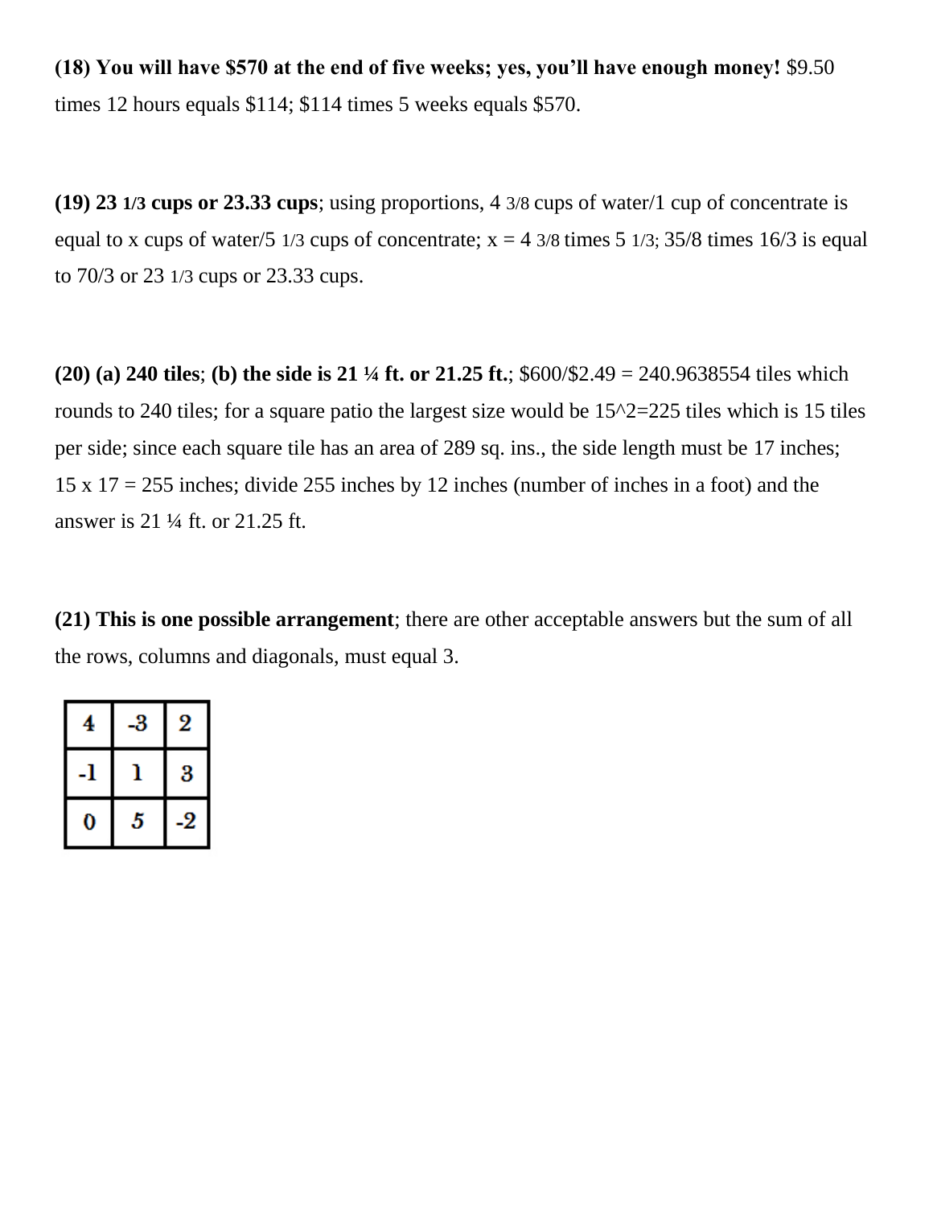**(18) You will have $570 at the end of five weeks; yes, you'll have enough money!** $9.50 times 12 hours equals $114; $114 times 5 weeks equals $570.

**(19) 23 1/3 cups or 23.33 cups**; using proportions, 4 3/8 cups of water/1 cup of concentrate is equal to x cups of water/5 1/3 cups of concentrate; x = 4 3/8 times 5 1/3; 35/8 times 16/3 is equal to 70/3 or 23 1/3 cups or 23.33 cups.

**(20) (a) 240 tiles**; **(b) the side is 21 ¼ ft. or 21.25 ft.**; $600/$2.49 = 240.9638554 tiles which rounds to 240 tiles; for a square patio the largest size would be 15^2=225 tiles which is 15 tiles per side; since each square tile has an area of 289 sq. ins., the side length must be 17 inches; 15 x 17 = 255 inches; divide 255 inches by 12 inches (number of inches in a foot) and the answer is 21 ¼ ft. or 21.25 ft.

**(21) This is one possible arrangement**; there are other acceptable answers but the sum of all the rows, columns and diagonals, must equal 3.

| | | |
|---|---|---|
| 4 | -3 | 2 |
| -1 | 1 | 3 |
| 0 | 5 | -2 |